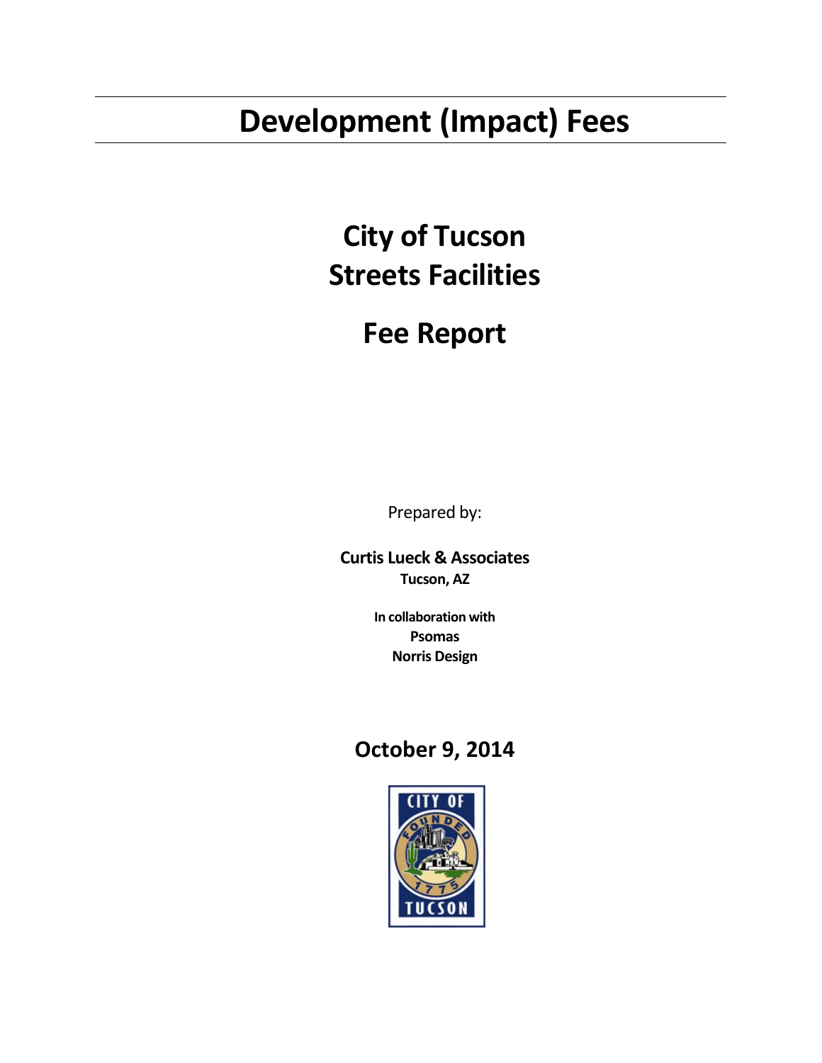# Development (Impact) Fees

## City of Tucson
## Streets Facilities

## Fee Report

Prepared by:

**Curtis Lueck & Associates**
**Tucson, AZ**

**In collaboration with**
**Psomas**
**Norris Design**

**October 9, 2014**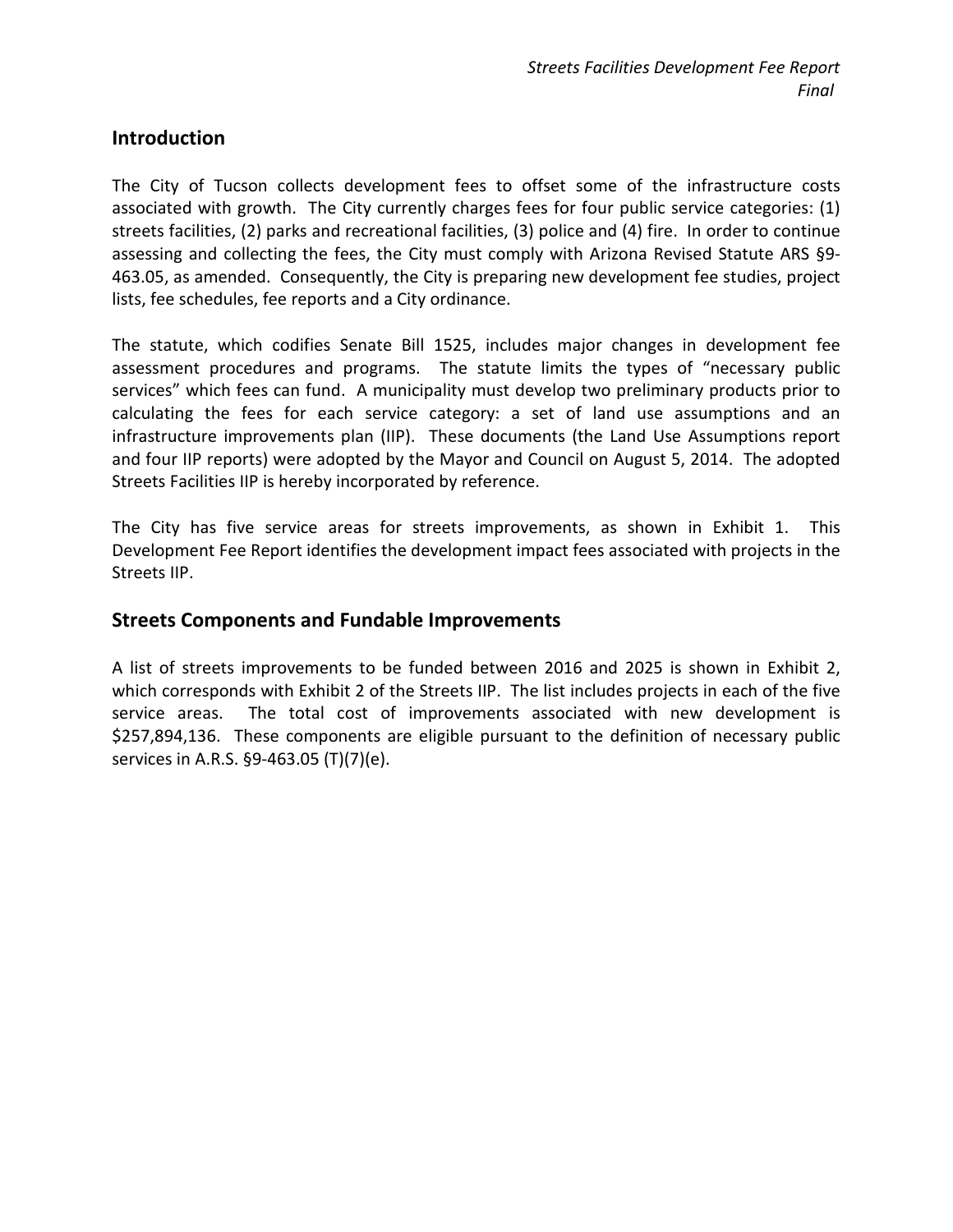## Introduction

The City of Tucson collects development fees to offset some of the infrastructure costs associated with growth. The City currently charges fees for four public service categories: (1) streets facilities, (2) parks and recreational facilities, (3) police and (4) fire. In order to continue assessing and collecting the fees, the City must comply with Arizona Revised Statute ARS §9-463.05, as amended. Consequently, the City is preparing new development fee studies, project lists, fee schedules, fee reports and a City ordinance.

The statute, which codifies Senate Bill 1525, includes major changes in development fee assessment procedures and programs. The statute limits the types of "necessary public services" which fees can fund. A municipality must develop two preliminary products prior to calculating the fees for each service category: a set of land use assumptions and an infrastructure improvements plan (IIP). These documents (the Land Use Assumptions report and four IIP reports) were adopted by the Mayor and Council on August 5, 2014. The adopted Streets Facilities IIP is hereby incorporated by reference.

The City has five service areas for streets improvements, as shown in Exhibit 1. This Development Fee Report identifies the development impact fees associated with projects in the Streets IIP.

## Streets Components and Fundable Improvements

A list of streets improvements to be funded between 2016 and 2025 is shown in Exhibit 2, which corresponds with Exhibit 2 of the Streets IIP. The list includes projects in each of the five service areas. The total cost of improvements associated with new development is $257,894,136. These components are eligible pursuant to the definition of necessary public services in A.R.S. §9-463.05 (T)(7)(e).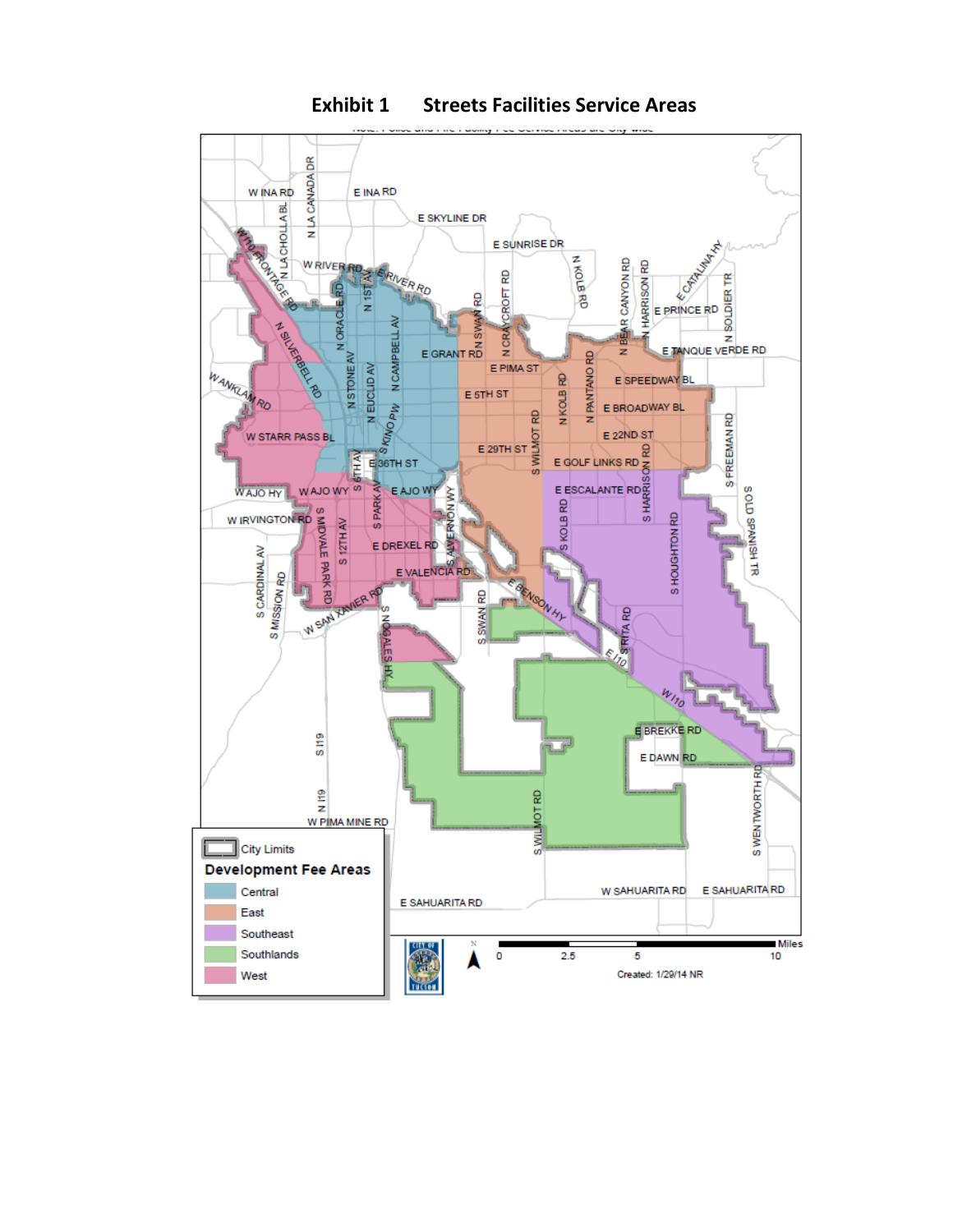# Exhibit 1 Streets Facilities Service Areas

Note: Police and Fire Facility Fee Service Areas are City-wide

**Development Fee Areas**

- City Limits
- Central
- East
- Southeast
- Southlands
- West

Created: 1/29/14 NR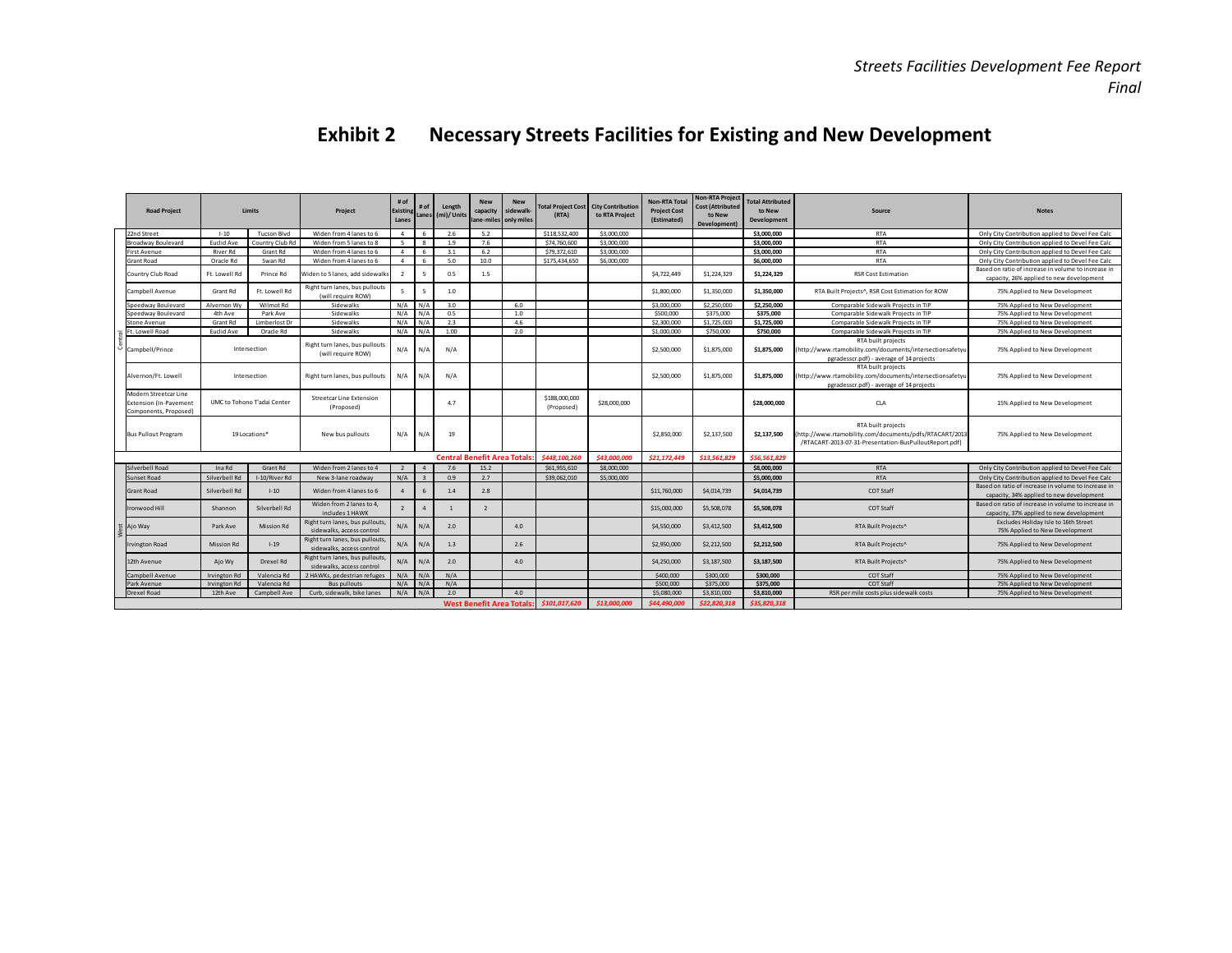# Exhibit 2 Necessary Streets Facilities for Existing and New Development

| | Road Project | Limits | | Project | # of Existing Lanes | # of Lanes | Length (mi)/ Units | New capacity lane-miles | New sidewalk-only miles | Total Project Cost (RTA) | City Contribution to RTA Project | Non-RTA Total Project Cost (Estimated) | Non-RTA Project Cost (Attributed to New Development) | Total Attributed to New Development | Source | Notes |
|---|---|---|---|---|---|---|---|---|---|---|---|---|---|---|---|---|
| Central | 22nd Street | I-10 | Tucson Blvd | Widen from 4 lanes to 6 | 4 | 6 | 2.6 | 5.2 | | $118,532,400 | $3,000,000 | | | $3,000,000 | RTA | Only City Contribution applied to Devel Fee Calc |
| | Broadway Boulevard | Euclid Ave | Country Club Rd | Widen from 5 lanes to 8 | 5 | 8 | 1.9 | 7.6 | | $74,760,600 | $3,000,000 | | | $3,000,000 | RTA | Only City Contribution applied to Devel Fee Calc |
| | First Avenue | River Rd | Grant Rd | Widen from 4 lanes to 6 | 4 | 6 | 3.1 | 6.2 | | $79,372,610 | $3,000,000 | | | $3,000,000 | RTA | Only City Contribution applied to Devel Fee Calc |
| | Grant Road | Oracle Rd | Swan Rd | Widen from 4 lanes to 6 | 4 | 6 | 5.0 | 10.0 | | $175,434,650 | $6,000,000 | | | $6,000,000 | RTA | Only City Contribution applied to Devel Fee Calc |
| | Country Club Road | Ft. Lowell Rd | Prince Rd | Widen to 5 lanes, add sidewalks | 2 | 5 | 0.5 | 1.5 | | | | $4,722,449 | $1,224,329 | $1,224,329 | RSR Cost Estimation | Based on ratio of increase in volume to increase in capacity, 26% applied to new development |
| | Campbell Avenue | Grant Rd | Ft. Lowell Rd | Right turn lanes, bus pullouts (will require ROW) | 5 | 5 | 1.0 | | | | | $1,800,000 | $1,350,000 | $1,350,000 | RTA Built Projects^, RSR Cost Estimation for ROW | 75% Applied to New Development |
| | Speedway Boulevard | Alvernon Wy | Wilmot Rd | Sidewalks | N/A | N/A | 3.0 | | 6.0 | | | $3,000,000 | $2,250,000 | $2,250,000 | Comparable Sidewalk Projects in TIP | 75% Applied to New Development |
| | Speedway Boulevard | 4th Ave | Park Ave | Sidewalks | N/A | N/A | 0.5 | | 1.0 | | | $500,000 | $375,000 | $375,000 | Comparable Sidewalk Projects in TIP | 75% Applied to New Development |
| | Stone Avenue | Grant Rd | Limberlost Dr | Sidewalks | N/A | N/A | 2.3 | | 4.6 | | | $2,300,000 | $1,725,000 | $1,725,000 | Comparable Sidewalk Projects in TIP | 75% Applied to New Development |
| | Ft. Lowell Road | Euclid Ave | Oracle Rd | Sidewalks | N/A | N/A | 1.00 | | 2.0 | | | $1,000,000 | $750,000 | $750,000 | Comparable Sidewalk Projects in TIP | 75% Applied to New Development |
| | Campbell/Prince | Intersection | | Right turn lanes, bus pullouts (will require ROW) | N/A | N/A | N/A | | | | | $2,500,000 | $1,875,000 | $1,875,000 | RTA built projects (http://www.rtamobility.com/documents/intersectionsafetyupgradesscr.pdf) - average of 14 projects | 75% Applied to New Development |
| | Alvernon/Ft. Lowell | Intersection | | Right turn lanes, bus pullouts | N/A | N/A | N/A | | | | | $2,500,000 | $1,875,000 | $1,875,000 | RTA built projects (http://www.rtamobility.com/documents/intersectionsafetyupgradesscr.pdf) - average of 14 projects | 75% Applied to New Development |
| | Modern Streetcar Line Extension (In-Pavement Components, Proposed) | UMC to Tohono T'adai Center | | Streetcar Line Extension (Proposed) | | | 4.7 | | | $188,000,000 (Proposed) | $28,000,000 | | | $28,000,000 | CLA | 15% Applied to New Development |
| | Bus Pullout Program | 19 Locations* | | New bus pullouts | N/A | N/A | 19 | | | | | $2,850,000 | $2,137,500 | $2,137,500 | RTA built projects (http://www.rtamobility.com/documents/pdfs/RTACART/2013/RTACART-2013-07-31-Presentation-BusPulloutReport.pdf) | 75% Applied to New Development |
| | | | | | | | | | **Central Benefit Area Totals:** | ***$448,100,260*** | ***$43,000,000*** | ***$21,172,449*** | ***$13,561,829*** | ***$56,561,829*** | | |
| West | Silverbell Road | Ina Rd | Grant Rd | Widen from 2 lanes to 4 | 2 | 4 | 7.6 | 15.2 | | $61,955,610 | $8,000,000 | | | $8,000,000 | RTA | Only City Contribution applied to Devel Fee Calc |
| | Sunset Road | Silverbell Rd | I-10/River Rd | New 3-lane roadway | N/A | 3 | 0.9 | 2.7 | | $39,062,010 | $5,000,000 | | | $5,000,000 | RTA | Only City Contribution applied to Devel Fee Calc |
| | Grant Road | Silverbell Rd | I-10 | Widen from 4 lanes to 6 | 4 | 6 | 1.4 | 2.8 | | | | $11,760,000 | $4,014,739 | $4,014,739 | COT Staff | Based on ratio of increase in volume to increase in capacity, 34% applied to new development |
| | Ironwood Hill | Shannon | Silverbell Rd | Widen from 2 lanes to 4, includes 1 HAWK | 2 | 4 | 1 | 2 | | | | $15,000,000 | $5,508,078 | $5,508,078 | COT Staff | Based on ratio of increase in volume to increase in capacity, 37% applied to new development |
| | Ajo Way | Park Ave | Mission Rd | Right turn lanes, bus pullouts, sidewalks, access control | N/A | N/A | 2.0 | | 4.0 | | | $4,550,000 | $3,412,500 | $3,412,500 | RTA Built Projects^ | Excludes Holiday Isle to 16th Street 75% Applied to New Development |
| | Irvington Road | Mission Rd | I-19 | Right turn lanes, bus pullouts, sidewalks, access control | N/A | N/A | 1.3 | | 2.6 | | | $2,950,000 | $2,212,500 | $2,212,500 | RTA Built Projects^ | 75% Applied to New Development |
| | 12th Avenue | Ajo Wy | Drexel Rd | Right turn lanes, bus pullouts, sidewalks, access control | N/A | N/A | 2.0 | | 4.0 | | | $4,250,000 | $3,187,500 | $3,187,500 | RTA Built Projects^ | 75% Applied to New Development |
| | Campbell Avenue | Irvington Rd | Valencia Rd | 2 HAWKs, pedestrian refuges | N/A | N/A | N/A | | | | | $400,000 | $300,000 | $300,000 | COT Staff | 75% Applied to New Development |
| | Park Avenue | Irvington Rd | Valencia Rd | Bus pullouts | N/A | N/A | N/A | | | | | $500,000 | $375,000 | $375,000 | COT Staff | 75% Applied to New Development |
| | Drexel Road | 12th Ave | Campbell Ave | Curb, sidewalk, bike lanes | N/A | N/A | 2.0 | | 4.0 | | | $5,080,000 | $3,810,000 | $3,810,000 | RSR per mile costs plus sidewalk costs | 75% Applied to New Development |
| | | | | | | | | | **West Benefit Area Totals:** | ***$101,017,620*** | ***$13,000,000*** | ***$44,490,000*** | ***$22,820,318*** | ***$35,820,318*** | | |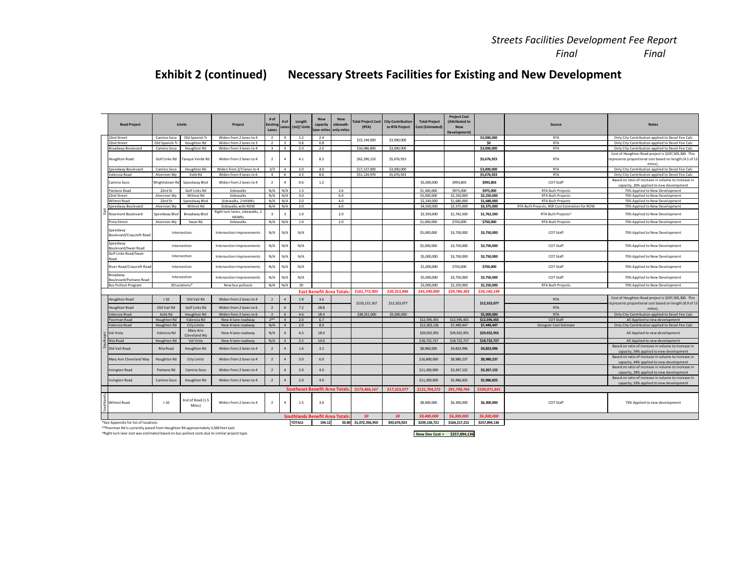*Streets Facilities Development Fee Report*
*Final*

# Exhibit 2 (continued) Necessary Streets Facilities for Existing and New Development

| Area | Road Project | Limits | | Project | # of Existing Lanes | # of Lanes | Length (mi)/ Units | New capacity lane-miles | New sidewalk-only miles | Total Project Cost (RTA) | City Contribution to RTA Project | Total Project Cost (Estimated) | Project Cost (Attributed to New Development) | | Source | Notes |
|---|---|---|---|---|---|---|---|---|---|---|---|---|---|---|---|---|
| East | 22nd Street | Camino Seco | Old Spanish Tr | Widen from 2 lanes to 4 | 2 | 4 | 1.2 | 2.4 | | $15,144,000 | $3,000,000 | | | $3,000,000 | RTA | Only City Contribution applied to Devel Fee Calc |
| | 22nd Street | Old Spanish Tr | Houghton Rd | Widen from 2 lanes to 3 | 2 | 3 | 0.8 | 0.8 | | | | | | $0 | RTA | Only City Contribution applied to Devel Fee Calc |
| | Broadway Boulevard | Camino Seco | Houghton Rd | Widen from 3 lanes to 4 | 3 | 4 | 2.0 | 2.0 | | $16,086,800 | $3,000,000 | | | $3,000,000 | RTA | Only City Contribution applied to Devel Fee Calc |
| | Houghton Road | Golf Links Rd | Tanque Verde Rd | Widen from 2 lanes to 4 | 2 | 4 | 4.1 | 8.2 | | $62,290,133 | $5,676,923 | | | $5,676,923 | RTA | Cost of Houghton Road project is $197,505,300. This represents proportional cost based on length (4.1 of 13 miles). |
| | Speedway Boulevard | Camino Seco | Houghton Rd | Widen from 2/3 lanes to 4 | 2/3 | 4 | 2.0 | 4.0 | | $17,127,000 | $3,000,000 | | | $3,000,000 | RTA | Only City Contribution applied to Devel Fee Calc |
| | Valencia Road | Alvernon Wy | Kolb Rd | Widen from 4 lanes to 6 | 4 | 6 | 4.3 | 8.6 | | $51,124,970 | $5,676,923 | | | $5,676,923 | RTA | Only City Contribution applied to Devel Fee Calc |
| | Camino Seco | Wrightstown Rd | Speedway Blvd | Widen from 2 lanes to 4 | 2 | 4 | 0.6 | 1.2 | | | | $5,000,000 | $993,803 | $993,803 | COT Staff | Based on ratio of increase in volume to increase in capacity, 20% applied to new development |
| | Pantano Road | 22nd St | Golf Links Rd | Sidewalks | N/A | N/A | 1.3 | | 2.6 | | | $1,300,000 | $975,000 | $975,000 | RTA Built Projects | 75% Applied to New Development |
| | 22nd Street | Alvernon Wy | Wilmot Rd | Sidewalks | N/A | N/A | 3.0 | | 6.0 | | | $3,000,000 | $2,250,000 | $2,250,000 | RTA Built Projects | 75% Applied to New Development |
| | Wilmot Road | 22nd St | Speedway Blvd | Sidewalks, 2 HAWKs | N/A | N/A | 2.0 | | 4.0 | | | $2,240,000 | $1,680,000 | $1,680,000 | RTA Built Projects | 75% Applied to New Development |
| | Speedway Boulevard | Alvernon Wy | Wilmot Rd | Sidewalks with ROW | N/A | N/A | 3.0 | | 6.0 | | | $4,500,000 | $3,375,000 | $3,375,000 | RTA Built Projects, RSR Cost Estimation for ROW | 75% Applied to New Development |
| | Rosemont Boulevard | Speedway Blvd | Broadway Blvd | Right turn lanes, sidewalks, 2 HAWKs | 3 | 3 | 1.0 | | 2.0 | | | $2,350,000 | $1,762,500 | $1,762,500 | RTA Built Projects^ | 75% Applied to New Development |
| | Pima Street | Alvernon Wy | Swan Rd | Sidewalks | N/A | N/A | 1.0 | | 2.0 | | | $1,000,000 | $750,000 | $750,000 | RTA Built Projects | 75% Applied to New Development |
| | Speedway Boulevard/Craycroft Road | Intersection | | Intersection Improvements | N/A | N/A | N/A | | | | | $5,000,000 | $3,750,000 | $3,750,000 | COT Staff | 75% Applied to New Development |
| | Speedway Boulevard/Swan Road | Intersection | | Intersection Improvements | N/A | N/A | N/A | | | | | $5,000,000 | $3,750,000 | $3,750,000 | COT Staff | 75% Applied to New Development |
| | Golf Links Road/Swan Road | Intersection | | Intersection Improvements | N/A | N/A | N/A | | | | | $5,000,000 | $3,750,000 | $3,750,000 | COT Staff | 75% Applied to New Development |
| | River Road/Craycroft Road | Intersection | | Intersection Improvements | N/A | N/A | N/A | | | | | $1,000,000 | $750,000 | $750,000 | COT Staff | 75% Applied to New Development |
| | Broadway Boulevard/Pantano Road | Intersection | | Intersection Improvements | N/A | N/A | N/A | | | | | $5,000,000 | $3,750,000 | $3,750,000 | COT Staff | 75% Applied to New Development |
| | Bus Pullout Program | 20 Locations* | | New bus pullouts | N/A | N/A | 20 | | | | | $3,000,000 | $2,250,000 | $2,250,000 | RTA Built Projects | 75% Applied to New Development |
| | | | | | | | | | **East Benefit Area Totals:** | *$161,772,903* | *$20,353,846* | *$43,390,000* | *$29,786,303* | *$50,140,149* | | |
| Southeast | Houghton Road | I-10 | Old Vail Rd | Widen from 2 lanes to 4 | 2 | 4 | 1.8 | 3.6 | | $135,215,167 | $12,323,077 | | | $12,323,077 | RTA | Cost of Houghton Road project is $197,505,300. This represents proportional cost based on length (8.9 of 13 miles). |
| | Houghton Road | Old Vail Rd | Golf Links Rd | Widen from 2 lanes to 6 | 2 | 6 | 7.2 | 28.8 | | | | | | | RTA | |
| | Valencia Road | Kolb Rd | Houghton Rd | Widen from 2 lanes to 6 | 2 | 6 | 4.6 | 18.4 | | $38,251,000 | $5,000,000 | | | $5,000,000 | RTA | Only City Contribution applied to Devel Fee Calc |
| | Poorman Road | Houghton Rd | Valencia Rd | New 4-lane roadway | 2** | 4 | 2.0 | 6.7 | | | | $12,595,455 | $12,595,455 | $12,595,455 | COT Staff | All Applied to new development |
| | Valencia Road | Houghton Rd | City Limits | New 4-lane roadway | N/A | 4 | 2.0 | 8.0 | | | | $12,303,136 | $7,449,447 | $7,449,447 | Designer Cost Estimate | Only City Contribution applied to Devel Fee Calc |
| | Val Vista | Valencia Rd | Mary Ann Cleveland Wy | New 4-lane roadway | N/A | 4 | 4.5 | 18.0 | | | | $29,922,955 | $29,922,955 | $29,922,955 | | All Applied to new development |
| | Rita Road | Houghton Rd | Val Vista | New 4-lane roadway | N/A | 4 | 2.5 | 10.0 | | | | $18,722,727 | $18,722,727 | $18,722,727 | | All Applied to new development |
| | Old Vail Road | Rita Road | Houghton Rd | Widen from 2 lanes to 4 | 2 | 4 | 1.6 | 3.2 | | | | $8,960,000 | $4,823,996 | $4,823,996 | | Based on ratio of increase in volume to increase in capacity, 54% applied to new development |
| | Mary Ann Cleveland Way | Houghton Rd | City Limits | Widen from 2 lanes to 4 | 2 | 4 | 3.0 | 6.0 | | | | $16,800,000 | $8,980,237 | $8,980,237 | | Based on ratio of increase in volume to increase in capacity, 44% applied to new development |
| | Irvington Road | Pantano Rd | Camino Seco | Widen from 2 lanes to 4 | 2 | 4 | 2.0 | 4.0 | | | | $11,200,000 | $3,267,122 | $3,267,122 | | Based on ratio of increase in volume to increase in capacity, 29% applied to new development |
| | Irvington Road | Camino Seco | Houghton Rd | Widen from 2 lanes to 4 | 2 | 4 | 2.0 | 4.0 | | | | $11,200,000 | $5,986,825 | $5,986,825 | | Based on ratio of increase in volume to increase in capacity, 53% applied to new development |
| | | | | | | | | | **Southeast Benefit Area Totals:** | *$173,466,167* | *$17,323,077* | *$121,704,272* | *$91,748,764* | *$109,071,841* | | |
| Southlands | Wilmot Road | I-10 | End of Road (1.5 Miles) | Widen from 2 lanes to 4 | 2 | 4 | 1.5 | 3.0 | | | | $8,400,000 | $6,300,000 | $6,300,000 | COT Staff | 75% Applied to new development |
| | | | | | | | | | **Southlands Benefit Area Totals:** | *$0* | *$0* | *$8,400,000* | *$6,300,000* | *$6,300,000* | | |
| | | | | | | | **TOTALS** | 194.12 | 50.80 | $1,072,356,950 | $93,676,923 | $239,156,721 | $164,217,213 | $257,894,136 | | |

\*See Appendix for list of locations

\*\*Poorman Rd is currently paved from Houghton Rd approximately 3,500 feet east

^Right turn lane cost was estimated based on bus pullout costs due to similar project type.

**New Dev Cost = $257,894,136**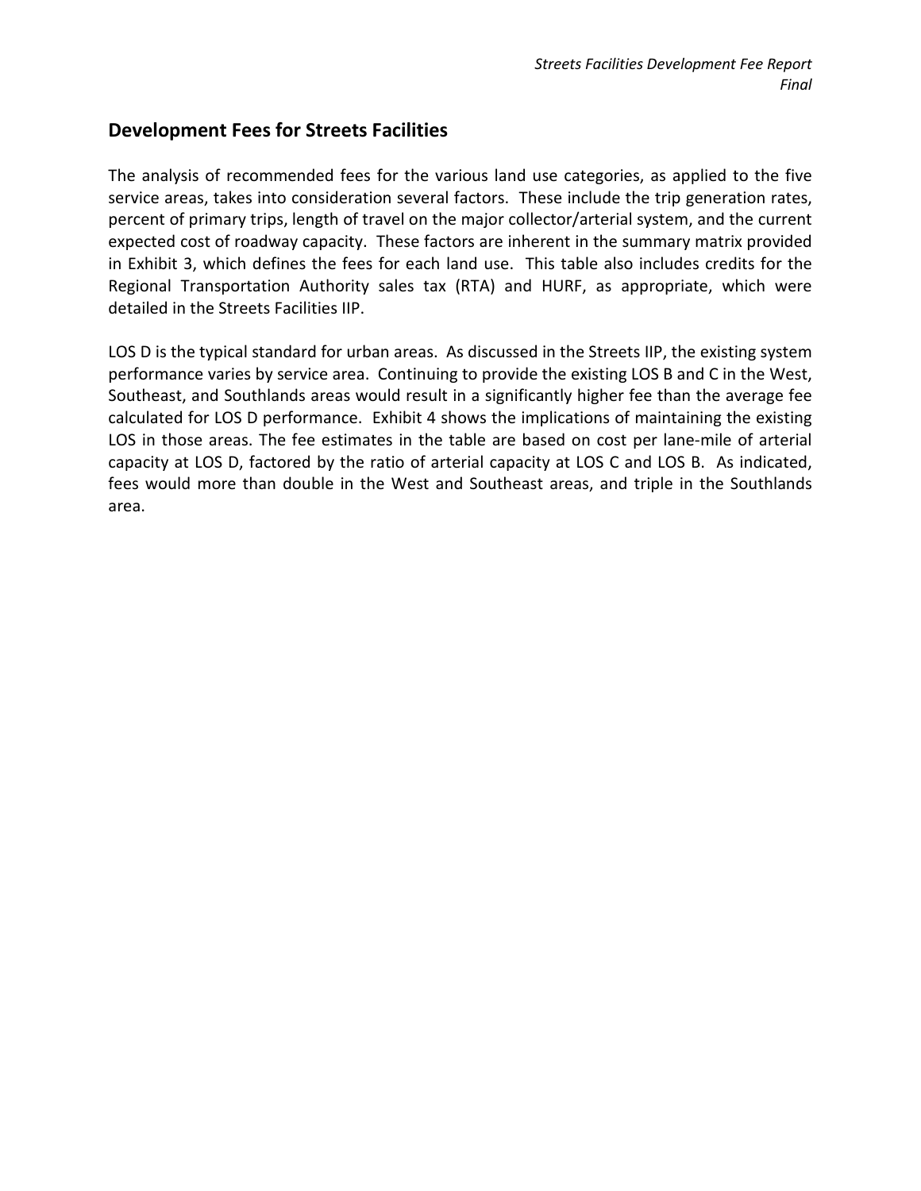## Development Fees for Streets Facilities

The analysis of recommended fees for the various land use categories, as applied to the five service areas, takes into consideration several factors. These include the trip generation rates, percent of primary trips, length of travel on the major collector/arterial system, and the current expected cost of roadway capacity. These factors are inherent in the summary matrix provided in Exhibit 3, which defines the fees for each land use. This table also includes credits for the Regional Transportation Authority sales tax (RTA) and HURF, as appropriate, which were detailed in the Streets Facilities IIP.

LOS D is the typical standard for urban areas. As discussed in the Streets IIP, the existing system performance varies by service area. Continuing to provide the existing LOS B and C in the West, Southeast, and Southlands areas would result in a significantly higher fee than the average fee calculated for LOS D performance. Exhibit 4 shows the implications of maintaining the existing LOS in those areas. The fee estimates in the table are based on cost per lane-mile of arterial capacity at LOS D, factored by the ratio of arterial capacity at LOS C and LOS B. As indicated, fees would more than double in the West and Southeast areas, and triple in the Southlands area.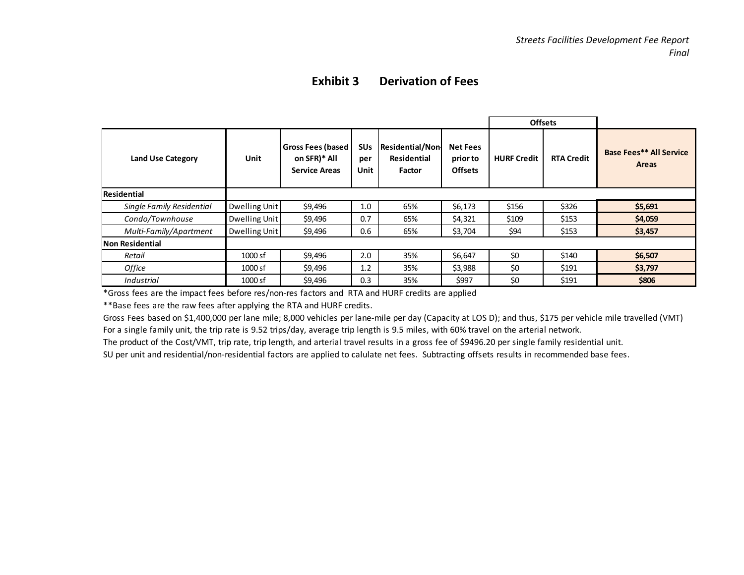## Exhibit 3 Derivation of Fees

| Land Use Category | Unit | Gross Fees (based on SFR)* All Service Areas | SUs per Unit | Residential/Non-Residential Factor | Net Fees prior to Offsets | Offsets | | Base Fees** All Service Areas |
|---|---|---|---|---|---|---|---|---|
| | | | | | | HURF Credit | RTA Credit | |
| **Residential** | | | | | | | | |
| *Single Family Residential* | Dwelling Unit | $9,496 | 1.0 | 65% | $6,173 | $156 | $326 | **$5,691** |
| *Condo/Townhouse* | Dwelling Unit | $9,496 | 0.7 | 65% | $4,321 | $109 | $153 | **$4,059** |
| *Multi-Family/Apartment* | Dwelling Unit | $9,496 | 0.6 | 65% | $3,704 | $94 | $153 | **$3,457** |
| **Non Residential** | | | | | | | | |
| *Retail* | 1000 sf | $9,496 | 2.0 | 35% | $6,647 | $0 | $140 | **$6,507** |
| *Office* | 1000 sf | $9,496 | 1.2 | 35% | $3,988 | $0 | $191 | **$3,797** |
| *Industrial* | 1000 sf | $9,496 | 0.3 | 35% | $997 | $0 | $191 | **$806** |

*Gross fees are the impact fees before res/non-res factors and RTA and HURF credits are applied

**Base fees are the raw fees after applying the RTA and HURF credits.

Gross Fees based on $1,400,000 per lane mile; 8,000 vehicles per lane-mile per day (Capacity at LOS D); and thus, $175 per vehicle mile travelled (VMT)

For a single family unit, the trip rate is 9.52 trips/day, average trip length is 9.5 miles, with 60% travel on the arterial network.

The product of the Cost/VMT, trip rate, trip length, and arterial travel results in a gross fee of $9496.20 per single family residential unit.

SU per unit and residential/non-residential factors are applied to calulate net fees. Subtracting offsets results in recommended base fees.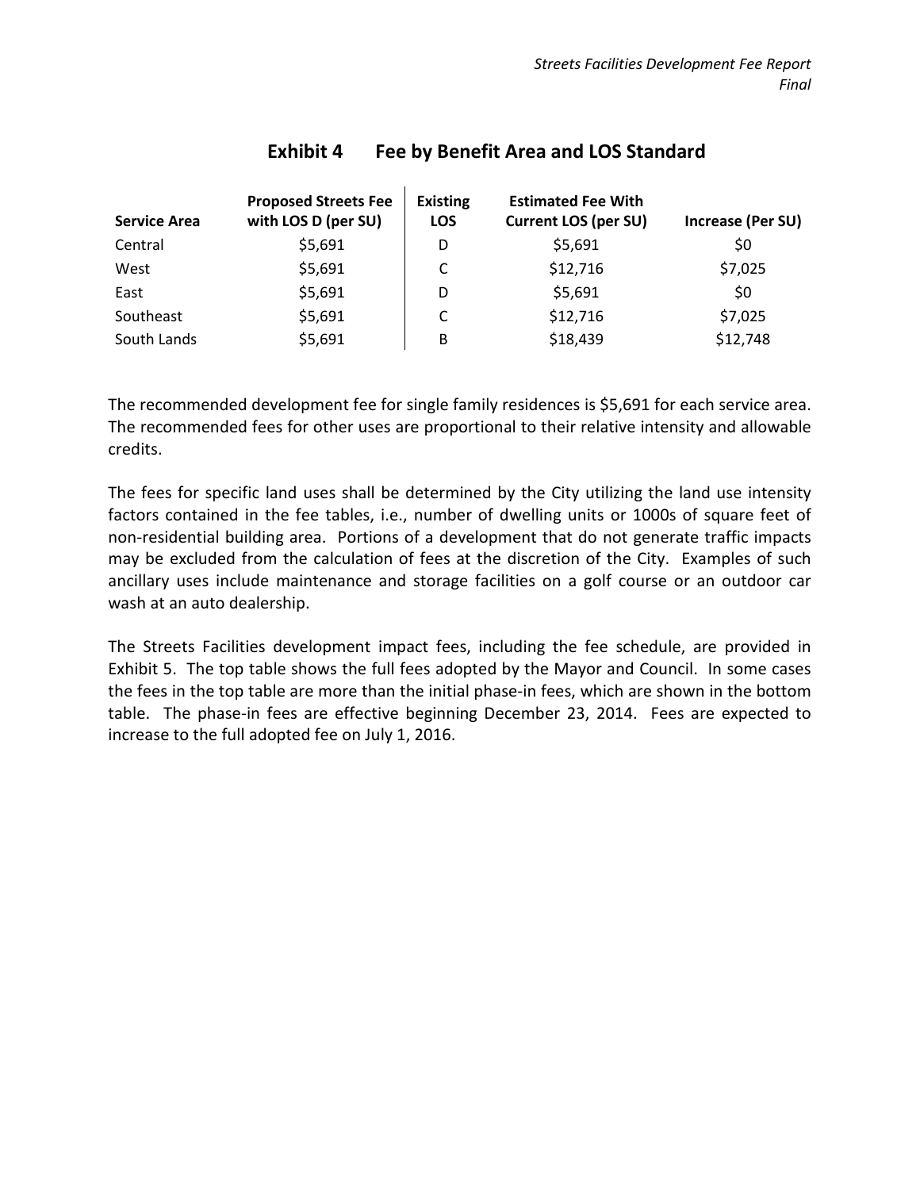## Exhibit 4 Fee by Benefit Area and LOS Standard

| Service Area | Proposed Streets Fee with LOS D (per SU) | Existing LOS | Estimated Fee With Current LOS (per SU) | Increase (Per SU) |
|---|---|---|---|---|
| Central | $5,691 | D | $5,691 | $0 |
| West | $5,691 | C | $12,716 | $7,025 |
| East | $5,691 | D | $5,691 | $0 |
| Southeast | $5,691 | C | $12,716 | $7,025 |
| South Lands | $5,691 | B | $18,439 | $12,748 |

The recommended development fee for single family residences is $5,691 for each service area. The recommended fees for other uses are proportional to their relative intensity and allowable credits.

The fees for specific land uses shall be determined by the City utilizing the land use intensity factors contained in the fee tables, i.e., number of dwelling units or 1000s of square feet of non-residential building area. Portions of a development that do not generate traffic impacts may be excluded from the calculation of fees at the discretion of the City. Examples of such ancillary uses include maintenance and storage facilities on a golf course or an outdoor car wash at an auto dealership.

The Streets Facilities development impact fees, including the fee schedule, are provided in Exhibit 5. The top table shows the full fees adopted by the Mayor and Council. In some cases the fees in the top table are more than the initial phase-in fees, which are shown in the bottom table. The phase-in fees are effective beginning December 23, 2014. Fees are expected to increase to the full adopted fee on July 1, 2016.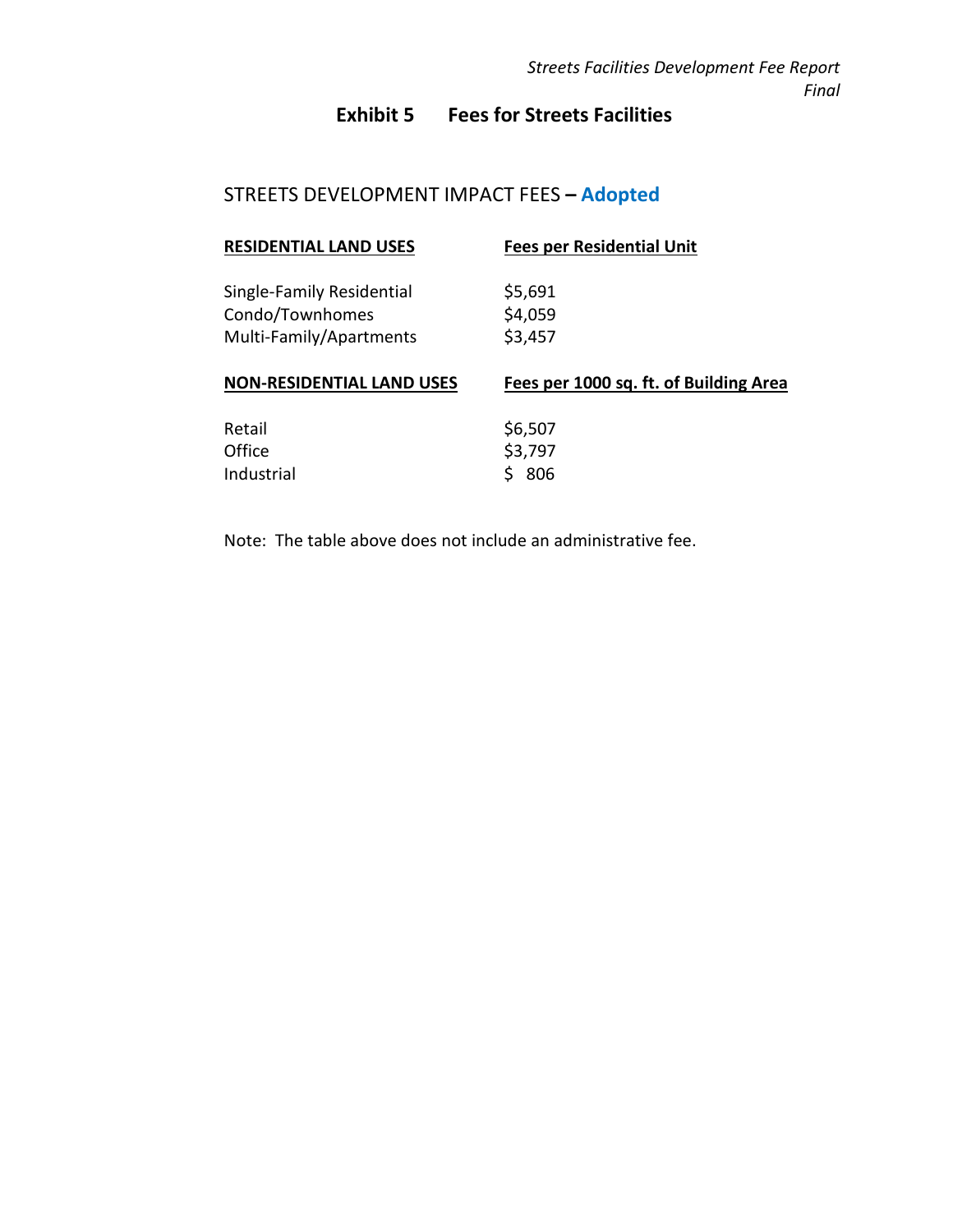# Exhibit 5 Fees for Streets Facilities

## STREETS DEVELOPMENT IMPACT FEES – **Adopted**

| RESIDENTIAL LAND USES | Fees per Residential Unit |
|---|---|
| Single-Family Residential | $5,691 |
| Condo/Townhomes | $4,059 |
| Multi-Family/Apartments | $3,457 |

| NON-RESIDENTIAL LAND USES | Fees per 1000 sq. ft. of Building Area |
|---|---|
| Retail | $6,507 |
| Office | $3,797 |
| Industrial | $ 806 |

Note: The table above does not include an administrative fee.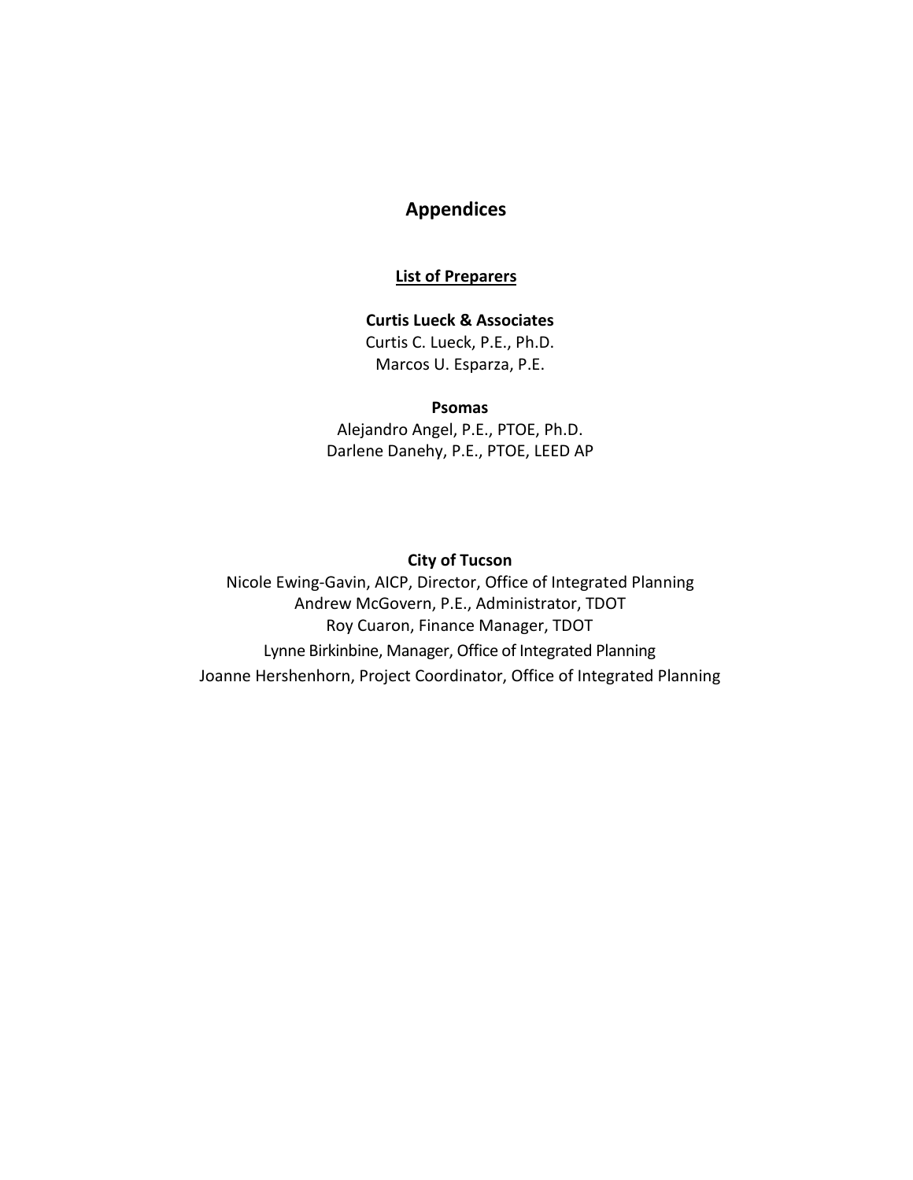# Appendices

**List of Preparers**

**Curtis Lueck & Associates**

Curtis C. Lueck, P.E., Ph.D.
Marcos U. Esparza, P.E.

**Psomas**

Alejandro Angel, P.E., PTOE, Ph.D.
Darlene Danehy, P.E., PTOE, LEED AP

**City of Tucson**

Nicole Ewing-Gavin, AICP, Director, Office of Integrated Planning
Andrew McGovern, P.E., Administrator, TDOT
Roy Cuaron, Finance Manager, TDOT
Lynne Birkinbine, Manager, Office of Integrated Planning
Joanne Hershenhorn, Project Coordinator, Office of Integrated Planning